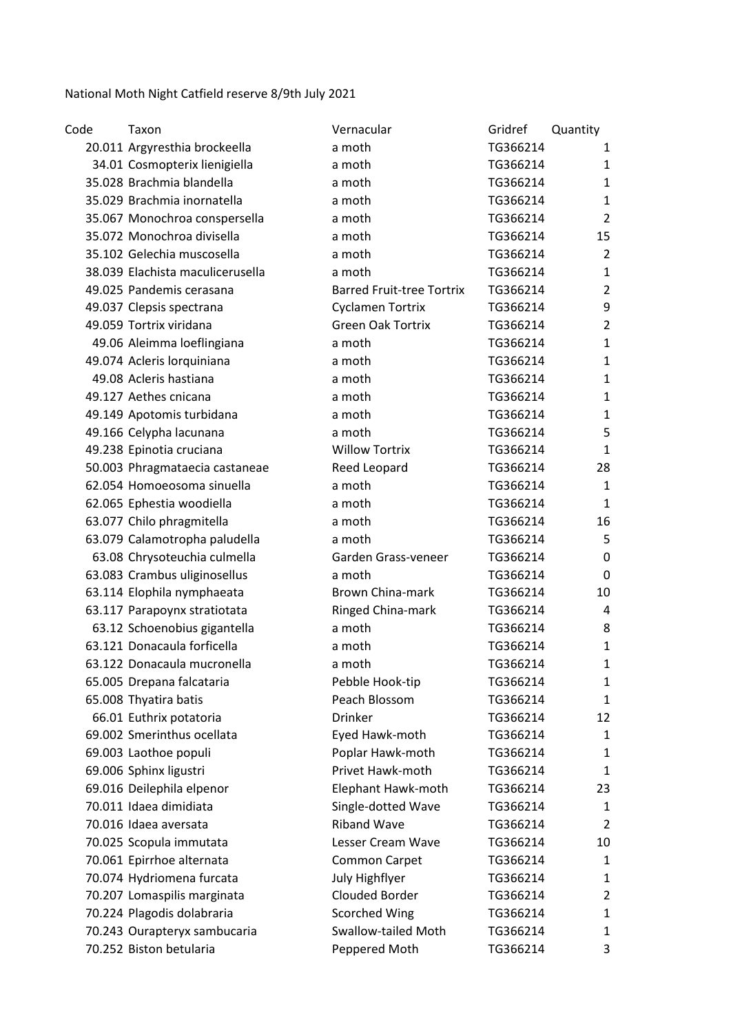National Moth Night Catfield reserve 8/9th July 2021

| Code | Taxon | Vernacular | Gridref | Quantity |
|---|---|---|---|---|
| 20.011 | Argyresthia brockeella | a moth | TG366214 | 1 |
| 34.01 | Cosmopterix lienigiella | a moth | TG366214 | 1 |
| 35.028 | Brachmia blandella | a moth | TG366214 | 1 |
| 35.029 | Brachmia inornatella | a moth | TG366214 | 1 |
| 35.067 | Monochroa conspersella | a moth | TG366214 | 2 |
| 35.072 | Monochroa divisella | a moth | TG366214 | 15 |
| 35.102 | Gelechia muscosella | a moth | TG366214 | 2 |
| 38.039 | Elachista maculicerusella | a moth | TG366214 | 1 |
| 49.025 | Pandemis cerasana | Barred Fruit-tree Tortrix | TG366214 | 2 |
| 49.037 | Clepsis spectrana | Cyclamen Tortrix | TG366214 | 9 |
| 49.059 | Tortrix viridana | Green Oak Tortrix | TG366214 | 2 |
| 49.06 | Aleimma loeflingiana | a moth | TG366214 | 1 |
| 49.074 | Acleris lorquiniana | a moth | TG366214 | 1 |
| 49.08 | Acleris hastiana | a moth | TG366214 | 1 |
| 49.127 | Aethes cnicana | a moth | TG366214 | 1 |
| 49.149 | Apotomis turbidana | a moth | TG366214 | 1 |
| 49.166 | Celypha lacunana | a moth | TG366214 | 5 |
| 49.238 | Epinotia cruciana | Willow Tortrix | TG366214 | 1 |
| 50.003 | Phragmataecia castaneae | Reed Leopard | TG366214 | 28 |
| 62.054 | Homoeosoma sinuella | a moth | TG366214 | 1 |
| 62.065 | Ephestia woodiella | a moth | TG366214 | 1 |
| 63.077 | Chilo phragmitella | a moth | TG366214 | 16 |
| 63.079 | Calamotropha paludella | a moth | TG366214 | 5 |
| 63.08 | Chrysoteuchia culmella | Garden Grass-veneer | TG366214 | 0 |
| 63.083 | Crambus uliginosellus | a moth | TG366214 | 0 |
| 63.114 | Elophila nymphaeata | Brown China-mark | TG366214 | 10 |
| 63.117 | Parapoynx stratiotata | Ringed China-mark | TG366214 | 4 |
| 63.12 | Schoenobius gigantella | a moth | TG366214 | 8 |
| 63.121 | Donacaula forficella | a moth | TG366214 | 1 |
| 63.122 | Donacaula mucronella | a moth | TG366214 | 1 |
| 65.005 | Drepana falcataria | Pebble Hook-tip | TG366214 | 1 |
| 65.008 | Thyatira batis | Peach Blossom | TG366214 | 1 |
| 66.01 | Euthrix potatoria | Drinker | TG366214 | 12 |
| 69.002 | Smerinthus ocellata | Eyed Hawk-moth | TG366214 | 1 |
| 69.003 | Laothoe populi | Poplar Hawk-moth | TG366214 | 1 |
| 69.006 | Sphinx ligustri | Privet Hawk-moth | TG366214 | 1 |
| 69.016 | Deilephila elpenor | Elephant Hawk-moth | TG366214 | 23 |
| 70.011 | Idaea dimidiata | Single-dotted Wave | TG366214 | 1 |
| 70.016 | Idaea aversata | Riband Wave | TG366214 | 2 |
| 70.025 | Scopula immutata | Lesser Cream Wave | TG366214 | 10 |
| 70.061 | Epirrhoe alternata | Common Carpet | TG366214 | 1 |
| 70.074 | Hydriomena furcata | July Highflyer | TG366214 | 1 |
| 70.207 | Lomaspilis marginata | Clouded Border | TG366214 | 2 |
| 70.224 | Plagodis dolabraria | Scorched Wing | TG366214 | 1 |
| 70.243 | Ourapteryx sambucaria | Swallow-tailed Moth | TG366214 | 1 |
| 70.252 | Biston betularia | Peppered Moth | TG366214 | 3 |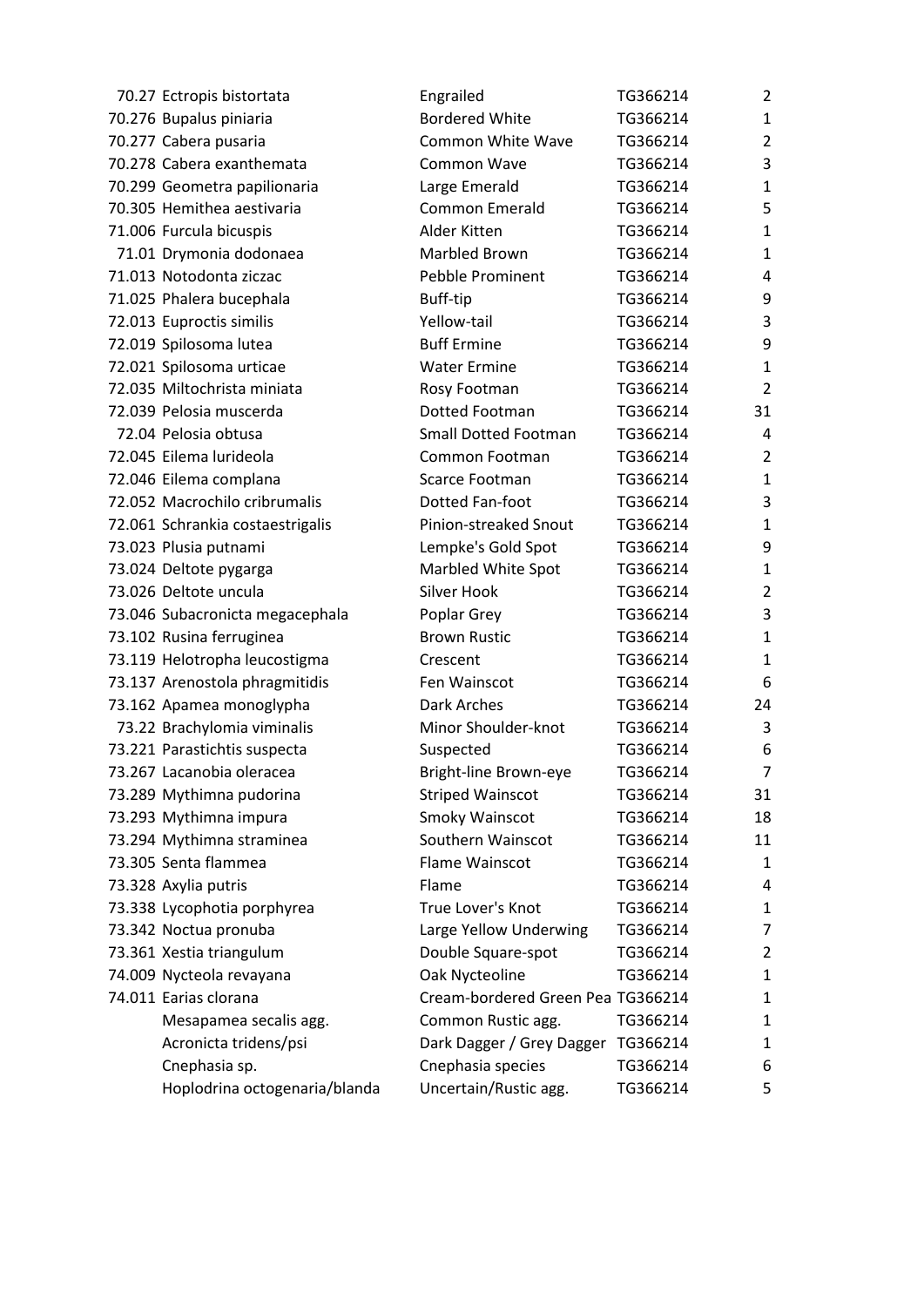| | | | | |
|---|---|---|---|---|
| 70.27 | Ectropis bistortata | Engrailed | TG366214 | 2 |
| 70.276 | Bupalus piniaria | Bordered White | TG366214 | 1 |
| 70.277 | Cabera pusaria | Common White Wave | TG366214 | 2 |
| 70.278 | Cabera exanthemata | Common Wave | TG366214 | 3 |
| 70.299 | Geometra papilionaria | Large Emerald | TG366214 | 1 |
| 70.305 | Hemithea aestivaria | Common Emerald | TG366214 | 5 |
| 71.006 | Furcula bicuspis | Alder Kitten | TG366214 | 1 |
| 71.01 | Drymonia dodonaea | Marbled Brown | TG366214 | 1 |
| 71.013 | Notodonta ziczac | Pebble Prominent | TG366214 | 4 |
| 71.025 | Phalera bucephala | Buff-tip | TG366214 | 9 |
| 72.013 | Euproctis similis | Yellow-tail | TG366214 | 3 |
| 72.019 | Spilosoma lutea | Buff Ermine | TG366214 | 9 |
| 72.021 | Spilosoma urticae | Water Ermine | TG366214 | 1 |
| 72.035 | Miltochrista miniata | Rosy Footman | TG366214 | 2 |
| 72.039 | Pelosia muscerda | Dotted Footman | TG366214 | 31 |
| 72.04 | Pelosia obtusa | Small Dotted Footman | TG366214 | 4 |
| 72.045 | Eilema lurideola | Common Footman | TG366214 | 2 |
| 72.046 | Eilema complana | Scarce Footman | TG366214 | 1 |
| 72.052 | Macrochilo cribrumalis | Dotted Fan-foot | TG366214 | 3 |
| 72.061 | Schrankia costaestrigalis | Pinion-streaked Snout | TG366214 | 1 |
| 73.023 | Plusia putnami | Lempke's Gold Spot | TG366214 | 9 |
| 73.024 | Deltote pygarga | Marbled White Spot | TG366214 | 1 |
| 73.026 | Deltote uncula | Silver Hook | TG366214 | 2 |
| 73.046 | Subacronicta megacephala | Poplar Grey | TG366214 | 3 |
| 73.102 | Rusina ferruginea | Brown Rustic | TG366214 | 1 |
| 73.119 | Helotropha leucostigma | Crescent | TG366214 | 1 |
| 73.137 | Arenostola phragmitidis | Fen Wainscot | TG366214 | 6 |
| 73.162 | Apamea monoglypha | Dark Arches | TG366214 | 24 |
| 73.22 | Brachylomia viminalis | Minor Shoulder-knot | TG366214 | 3 |
| 73.221 | Parastichtis suspecta | Suspected | TG366214 | 6 |
| 73.267 | Lacanobia oleracea | Bright-line Brown-eye | TG366214 | 7 |
| 73.289 | Mythimna pudorina | Striped Wainscot | TG366214 | 31 |
| 73.293 | Mythimna impura | Smoky Wainscot | TG366214 | 18 |
| 73.294 | Mythimna straminea | Southern Wainscot | TG366214 | 11 |
| 73.305 | Senta flammea | Flame Wainscot | TG366214 | 1 |
| 73.328 | Axylia putris | Flame | TG366214 | 4 |
| 73.338 | Lycophotia porphyrea | True Lover's Knot | TG366214 | 1 |
| 73.342 | Noctua pronuba | Large Yellow Underwing | TG366214 | 7 |
| 73.361 | Xestia triangulum | Double Square-spot | TG366214 | 2 |
| 74.009 | Nycteola revayana | Oak Nycteoline | TG366214 | 1 |
| 74.011 | Earias clorana | Cream-bordered Green Pea | TG366214 | 1 |
| | Mesapamea secalis agg. | Common Rustic agg. | TG366214 | 1 |
| | Acronicta tridens/psi | Dark Dagger / Grey Dagger | TG366214 | 1 |
| | Cnephasia sp. | Cnephasia species | TG366214 | 6 |
| | Hoplodrina octogenaria/blanda | Uncertain/Rustic agg. | TG366214 | 5 |